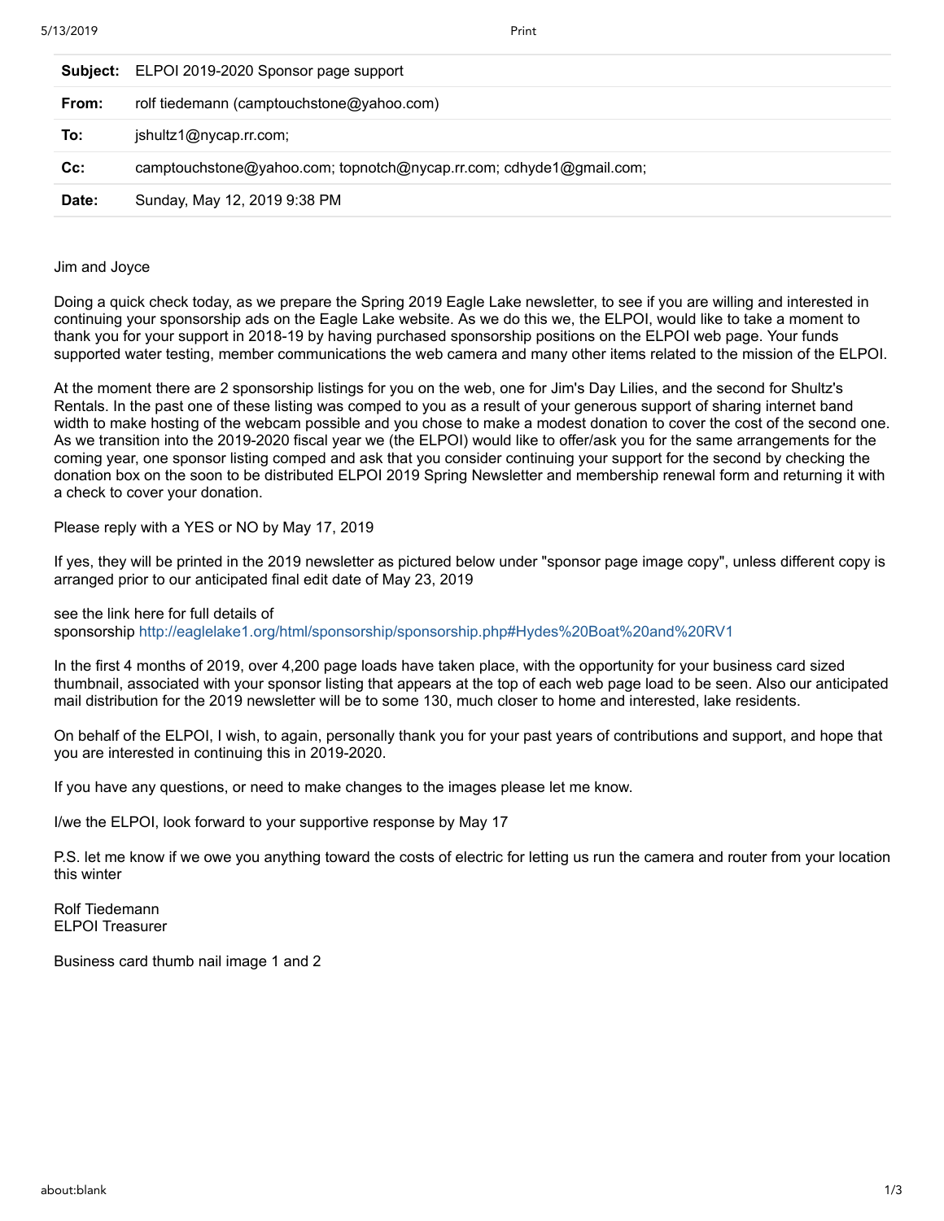| | |
|---|---|
| **Subject:** | ELPOI 2019-2020 Sponsor page support |
| **From:** | rolf tiedemann (camptouchstone@yahoo.com) |
| **To:** | jshultz1@nycap.rr.com; |
| **Cc:** | camptouchstone@yahoo.com; topnotch@nycap.rr.com; cdhyde1@gmail.com; |
| **Date:** | Sunday, May 12, 2019 9:38 PM |

Jim and Joyce

Doing a quick check today, as we prepare the Spring 2019 Eagle Lake newsletter, to see if you are willing and interested in continuing your sponsorship ads on the Eagle Lake website. As we do this we, the ELPOI, would like to take a moment to thank you for your support in 2018-19 by having purchased sponsorship positions on the ELPOI web page. Your funds supported water testing, member communications the web camera and many other items related to the mission of the ELPOI.

At the moment there are 2 sponsorship listings for you on the web, one for Jim's Day Lilies, and the second for Shultz's Rentals. In the past one of these listing was comped to you as a result of your generous support of sharing internet band width to make hosting of the webcam possible and you chose to make a modest donation to cover the cost of the second one. As we transition into the 2019-2020 fiscal year we (the ELPOI) would like to offer/ask you for the same arrangements for the coming year, one sponsor listing comped and ask that you consider continuing your support for the second by checking the donation box on the soon to be distributed ELPOI 2019 Spring Newsletter and membership renewal form and returning it with a check to cover your donation.

Please reply with a YES or NO by May 17, 2019

If yes, they will be printed in the 2019 newsletter as pictured below under "sponsor page image copy", unless different copy is arranged prior to our anticipated final edit date of May 23, 2019

see the link here for full details of sponsorship http://eaglelake1.org/html/sponsorship/sponsorship.php#Hydes%20Boat%20and%20RV1

In the first 4 months of 2019, over 4,200 page loads have taken place, with the opportunity for your business card sized thumbnail, associated with your sponsor listing that appears at the top of each web page load to be seen. Also our anticipated mail distribution for the 2019 newsletter will be to some 130, much closer to home and interested, lake residents.

On behalf of the ELPOI, I wish, to again, personally thank you for your past years of contributions and support, and hope that you are interested in continuing this in 2019-2020.

If you have any questions, or need to make changes to the images please let me know.

I/we the ELPOI, look forward to your supportive response by May 17

P.S. let me know if we owe you anything toward the costs of electric for letting us run the camera and router from your location this winter

Rolf Tiedemann
ELPOI Treasurer

Business card thumb nail image 1 and 2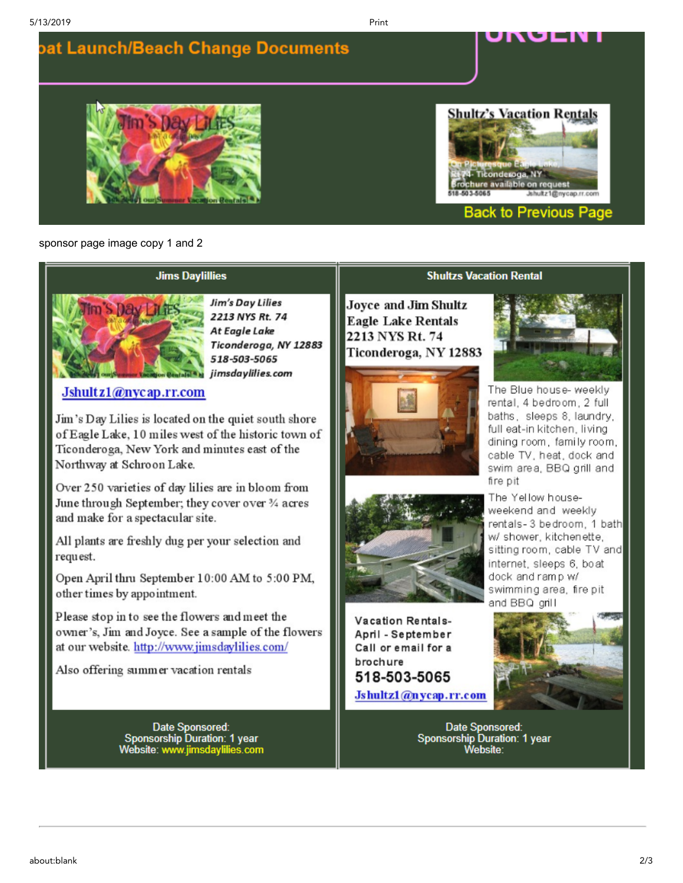## oat Launch/Beach Change Documents

URGENT

Back to Previous Page

sponsor page image copy 1 and 2

### Jims Daylillies

*Jim's Day Lilies*
*2213 NYS Rt. 74*
*At Eagle Lake*
*Ticonderoga, NY 12883*
*518-503-5065*
*jimsdaylilies.com*

Jshultz1@nycap.rr.com

Jim's Day Lilies is located on the quiet south shore of Eagle Lake, 10 miles west of the historic town of Ticonderoga, New York and minutes east of the Northway at Schroon Lake.

Over 250 varieties of day lilies are in bloom from June through September; they cover over ¾ acres and make for a spectacular site.

All plants are freshly dug per your selection and request.

Open April thru September 10:00 AM to 5:00 PM, other times by appointment.

Please stop in to see the flowers and meet the owner's, Jim and Joyce. See a sample of the flowers at our website. http://www.jimsdaylilies.com/

Also offering summer vacation rentals

Date Sponsored:
Sponsorship Duration: 1 year
Website: www.jimsdaylilies.com

### Shultzs Vacation Rental

Joyce and Jim Shultz
Eagle Lake Rentals
2213 NYS Rt. 74
Ticonderoga, NY 12883

The Blue house- weekly rental, 4 bedroom, 2 full baths, sleeps 8, laundry, full eat-in kitchen, living dining room, family room, cable TV, heat, dock and swim area, BBQ grill and fire pit

The Yellow house- weekend and weekly rentals- 3 bedroom, 1 bath w/ shower, kitchenette, sitting room, cable TV and internet, sleeps 6, boat dock and ramp w/ swimming area, fire pit and BBQ grill

Vacation Rentals- April - September
Call or email for a brochure
**518-503-5065**
Jshultz1@nycap.rr.com

Date Sponsored:
Sponsorship Duration: 1 year
Website: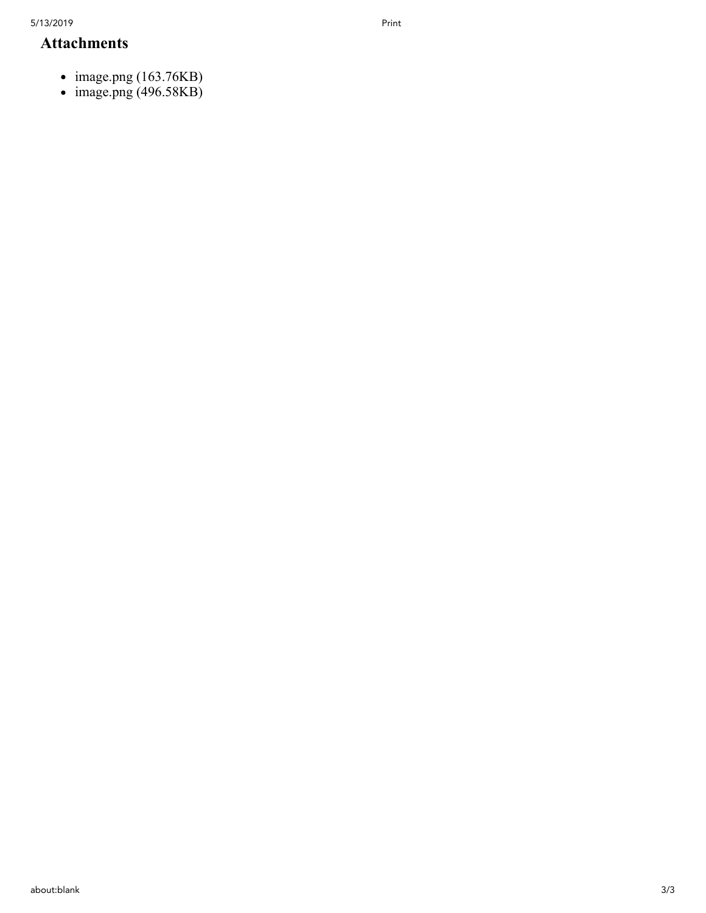## Attachments

- image.png (163.76KB)
- image.png (496.58KB)